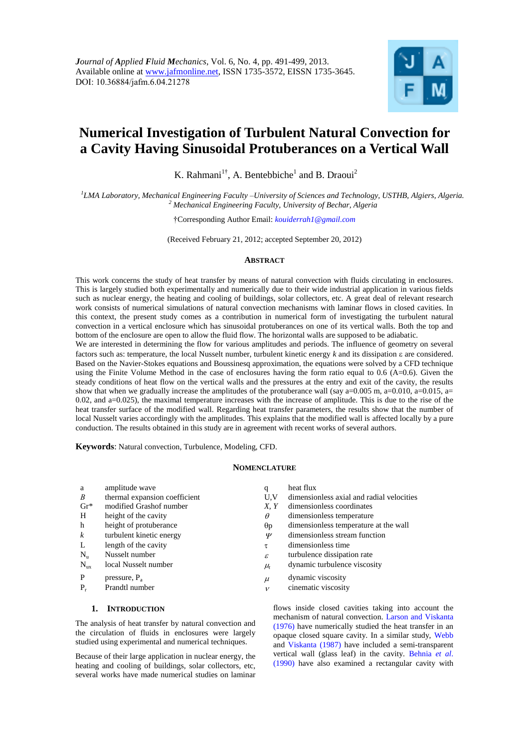*Journal of Applied Fluid Mechanics*, Vol. 6, No. 4, pp. 491-499, 2013.
Available online at www.jafmonline.net, ISSN 1735-3572, EISSN 1735-3645.
DOI: 10.36884/jafm.6.04.21278

# Numerical Investigation of Turbulent Natural Convection for a Cavity Having Sinusoidal Protuberances on a Vertical Wall

K. Rahmani[1†], A. Bentebbiche[1] and B. Draoui[2]

[1] *LMA Laboratory, Mechanical Engineering Faculty –University of Sciences and Technology, USTHB, Algiers, Algeria.*
[2] *Mechanical Engineering Faculty, University of Bechar, Algeria*

†Corresponding Author Email: *kouiderrah1@gmail.com*

(Received February 21, 2012; accepted September 20, 2012)

## Abstract

This work concerns the study of heat transfer by means of natural convection with fluids circulating in enclosures. This is largely studied both experimentally and numerically due to their wide industrial application in various fields such as nuclear energy, the heating and cooling of buildings, solar collectors, etc. A great deal of relevant research work consists of numerical simulations of natural convection mechanisms with laminar flows in closed cavities. In this context, the present study comes as a contribution in numerical form of investigating the turbulent natural convection in a vertical enclosure which has sinusoidal protuberances on one of its vertical walls. Both the top and bottom of the enclosure are open to allow the fluid flow. The horizontal walls are supposed to be adiabatic.

We are interested in determining the flow for various amplitudes and periods. The influence of geometry on several factors such as: temperature, the local Nusselt number, turbulent kinetic energy $k$ and its dissipation $\varepsilon$ are considered. Based on the Navier-Stokes equations and Boussinesq approximation, the equations were solved by a CFD technique using the Finite Volume Method in the case of enclosures having the form ratio equal to 0.6 (A=0.6). Given the steady conditions of heat flow on the vertical walls and the pressures at the entry and exit of the cavity, the results show that when we gradually increase the amplitudes of the protuberance wall (say a=0.005 m, a=0.010, a=0.015, a= 0.02, and a=0.025), the maximal temperature increases with the increase of amplitude. This is due to the rise of the heat transfer surface of the modified wall. Regarding heat transfer parameters, the results show that the number of local Nusselt varies accordingly with the amplitudes. This explains that the modified wall is affected locally by a pure conduction. The results obtained in this study are in agreement with recent works of several authors.

**Keywords**: Natural convection, Turbulence, Modeling, CFD.

## Nomenclature

| | | | |
|---|---|---|---|
| a | amplitude wave | q | heat flux |
| $B$ | thermal expansion coefficient | U,V | dimensionless axial and radial velocities |
| Gr* | modified Grashof number | $X$, $Y$ | dimensionless coordinates |
| H | height of the cavity | $\theta$ | dimensionless temperature |
| h | height of protuberance | $\theta_p$ | dimensionless temperature at the wall |
| $k$ | turbulent kinetic energy | $\Psi$ | dimensionless stream function |
| L | length of the cavity | $\tau$ | dimensionless time |
| $N_u$ | Nusselt number | $\varepsilon$ | turbulence dissipation rate |
| $N_{ux}$ | local Nusselt number | $\mu_t$ | dynamic turbulence viscosity |
| P | pressure, $P_a$ | $\mu$ | dynamic viscosity |
| $P_r$ | Prandtl number | $\nu$ | cinematic viscosity |

## 1. Introduction

The analysis of heat transfer by natural convection and the circulation of fluids in enclosures were largely studied using experimental and numerical techniques.

Because of their large application in nuclear energy, the heating and cooling of buildings, solar collectors, etc, several works have made numerical studies on laminar flows inside closed cavities taking into account the mechanism of natural convection. Larson and Viskanta (1976) have numerically studied the heat transfer in an opaque closed square cavity. In a similar study, Webb and Viskanta (1987) have included a semi-transparent vertical wall (glass leaf) in the cavity. Behnia *et al.* (1990) have also examined a rectangular cavity with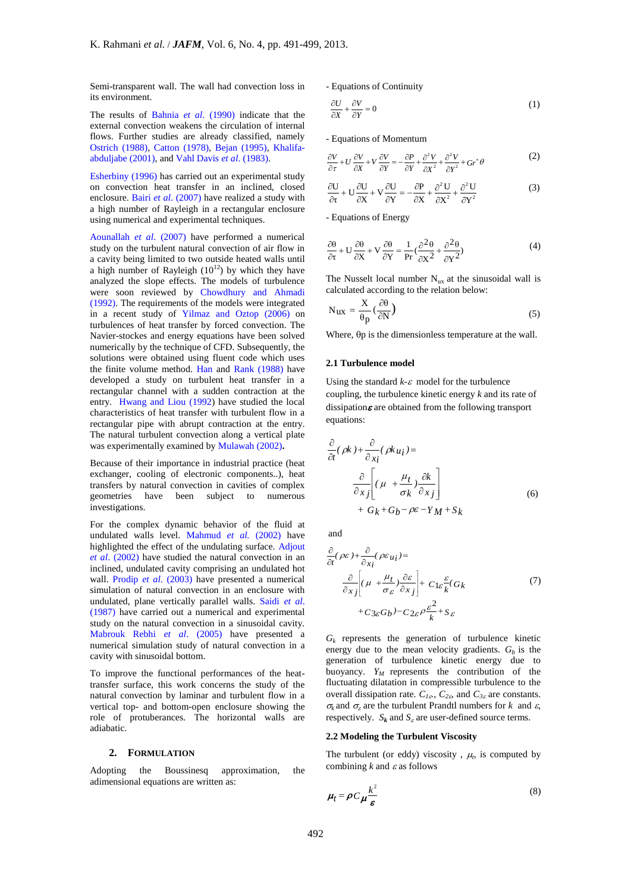Semi-transparent wall. The wall had convection loss in its environment.

The results of Bahnia *et al*. (1990) indicate that the external convection weakens the circulation of internal flows. Further studies are already classified, namely Ostrich (1988), Catton (1978), Bejan (1995), Khalifa-abduljabe (2001), and Vahl Davis *et al*. (1983).

Esherbiny (1996) has carried out an experimental study on convection heat transfer in an inclined, closed enclosure. Bairi *et al*. (2007) have realized a study with a high number of Rayleigh in a rectangular enclosure using numerical and experimental techniques.

Aounallah *et al*. (2007) have performed a numerical study on the turbulent natural convection of air flow in a cavity being limited to two outside heated walls until a high number of Rayleigh ($10^{12}$) by which they have analyzed the slope effects. The models of turbulence were soon reviewed by Chowdhury and Ahmadi (1992). The requirements of the models were integrated in a recent study of Yilmaz and Oztop (2006) on turbulences of heat transfer by forced convection. The Navier-stockes and energy equations have been solved numerically by the technique of CFD. Subsequently, the solutions were obtained using fluent code which uses the finite volume method. Han and Rank (1988) have developed a study on turbulent heat transfer in a rectangular channel with a sudden contraction at the entry. Hwang and Liou (1992) have studied the local characteristics of heat transfer with turbulent flow in a rectangular pipe with abrupt contraction at the entry. The natural turbulent convection along a vertical plate was experimentally examined by Mulawah (2002)**.**

Because of their importance in industrial practice (heat exchanger, cooling of electronic components..), heat transfers by natural convection in cavities of complex geometries have been subject to numerous investigations.

For the complex dynamic behavior of the fluid at undulated walls level. Mahmud *et al.* (2002) have highlighted the effect of the undulating surface. Adjout *et al*. (2002) have studied the natural convection in an inclined, undulated cavity comprising an undulated hot wall. Prodip *et al.* (2003) have presented a numerical simulation of natural convection in an enclosure with undulated, plane vertically parallel walls. Saidi *et al*. (1987) have carried out a numerical and experimental study on the natural convection in a sinusoidal cavity. Mabrouk Rebhi *et al*. (2005) have presented a numerical simulation study of natural convection in a cavity with sinusoidal bottom.

To improve the functional performances of the heat-transfer surface, this work concerns the study of the natural convection by laminar and turbulent flow in a vertical top- and bottom-open enclosure showing the role of protuberances. The horizontal walls are adiabatic.

## 2. Formulation

Adopting the Boussinesq approximation, the adimensional equations are written as:

- Equations of Continuity

$$\frac{\partial U}{\partial X}+\frac{\partial V}{\partial Y}=0 \tag{1}$$

- Equations of Momentum

$$\frac{\partial V}{\partial \tau}+U\frac{\partial V}{\partial X}+V\frac{\partial V}{\partial Y}=-\frac{\partial P}{\partial Y}+\frac{\partial^2 V}{\partial X^2}+\frac{\partial^2 V}{\partial Y^2}+Gr^*\theta \tag{2}$$

$$\frac{\partial U}{\partial \tau}+U\frac{\partial U}{\partial X}+V\frac{\partial U}{\partial Y}=-\frac{\partial P}{\partial X}+\frac{\partial^2 U}{\partial X^2}+\frac{\partial^2 U}{\partial Y^2} \tag{3}$$

- Equations of Energy

$$\frac{\partial \theta}{\partial \tau}+U\frac{\partial \theta}{\partial X}+V\frac{\partial \theta}{\partial Y}=\frac{1}{\Pr}\left(\frac{\partial^2 \theta}{\partial X^2}+\frac{\partial^2 \theta}{\partial Y^2}\right) \tag{4}$$

The Nusselt local number $N_{ux}$ at the sinusoidal wall is calculated according to the relation below:

$$N_{ux}=\frac{X}{\theta_p}\left(\frac{\partial \theta}{\partial N}\right) \tag{5}$$

Where, θp is the dimensionless temperature at the wall.

### 2.1 Turbulence model

Using the standard $k$-$\varepsilon$ model for the turbulence coupling, the turbulence kinetic energy $k$ and its rate of dissipation $\varepsilon$ are obtained from the following transport equations:

$$\frac{\partial}{\partial t}(\rho k)+\frac{\partial}{\partial x_i}(\rho k u_i)=\frac{\partial}{\partial x_j}\left[\left(\mu+\frac{\mu_t}{\sigma_k}\right)\frac{\partial k}{\partial x_j}\right]+G_k+G_b-\rho\varepsilon-Y_M+S_k \tag{6}$$

and

$$\frac{\partial}{\partial t}(\rho\varepsilon)+\frac{\partial}{\partial x_i}(\rho\varepsilon u_i)=\frac{\partial}{\partial x_j}\left[\left(\mu+\frac{\mu_t}{\sigma_\varepsilon}\right)\frac{\partial \varepsilon}{\partial x_j}\right]+C_{1\varepsilon}\frac{\varepsilon}{k}(G_k+C_{3\varepsilon}G_b)-C_{2\varepsilon}\rho\frac{\varepsilon^2}{k}+S_\varepsilon \tag{7}$$

$G_k$ represents the generation of turbulence kinetic energy due to the mean velocity gradients. $G_b$ is the generation of turbulence kinetic energy due to buoyancy. $Y_M$ represents the contribution of the fluctuating dilatation in compressible turbulence to the overall dissipation rate. $C_{1\varepsilon}$, $C_{2\varepsilon}$, and $C_{3\varepsilon}$ are constants. $\sigma_k$ and $\sigma_\varepsilon$ are the turbulent Prandtl numbers for $k$ and $\varepsilon$, respectively. $S_k$ and $S_\varepsilon$ are user-defined source terms.

### 2.2 Modeling the Turbulent Viscosity

The turbulent (or eddy) viscosity , $\mu_t$, is computed by combining $k$ and $\varepsilon$ as follows

$$\mu_t=\rho C_\mu\frac{k^2}{\varepsilon} \tag{8}$$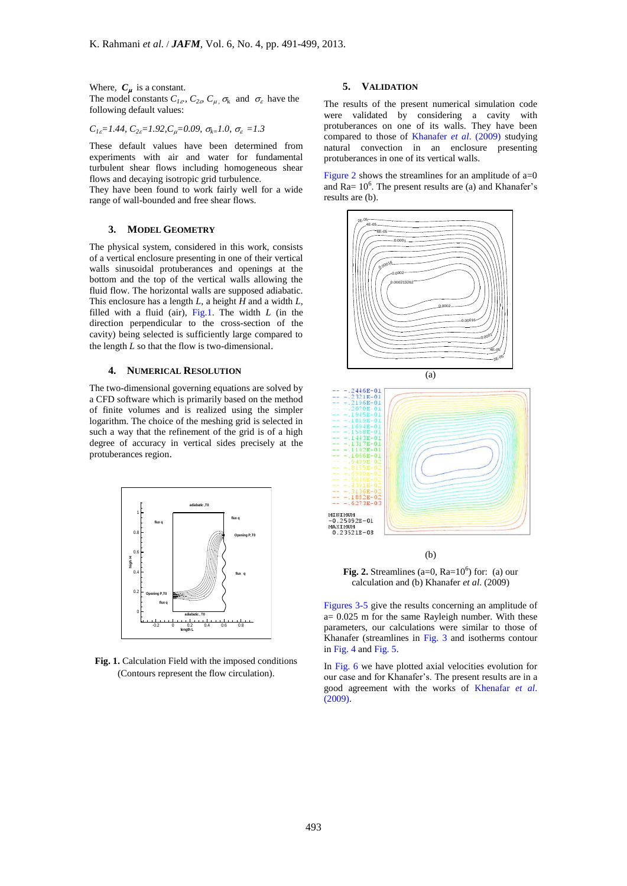Where, $C_\mu$ is a constant.
The model constants $C_{1\varepsilon}$, $C_{2\varepsilon}$, $C_\mu$, $\sigma_k$ and $\sigma_\varepsilon$ have the following default values:

$C_{1\varepsilon}=1.44$, $C_{2\varepsilon}=1.92$, $C_\mu=0.09$, $\sigma_k=1.0$, $\sigma_\varepsilon=1.3$

These default values have been determined from experiments with air and water for fundamental turbulent shear flows including homogeneous shear flows and decaying isotropic grid turbulence.
They have been found to work fairly well for a wide range of wall-bounded and free shear flows.

## 3. Model Geometry

The physical system, considered in this work, consists of a vertical enclosure presenting in one of their vertical walls sinusoidal protuberances and openings at the bottom and the top of the vertical walls allowing the fluid flow. The horizontal walls are supposed adiabatic. This enclosure has a length *L*, a height *H* and a width *L*, filled with a fluid (air), Fig.1. The width *L* (in the direction perpendicular to the cross-section of the cavity) being selected is sufficiently large compared to the length *L* so that the flow is two-dimensional.

## 4. Numerical Resolution

The two-dimensional governing equations are solved by a CFD software which is primarily based on the method of finite volumes and is realized using the simpler logarithm. The choice of the meshing grid is selected in such a way that the refinement of the grid is of a high degree of accuracy in vertical sides precisely at the protuberances region.

**Fig. 1.** Calculation Field with the imposed conditions (Contours represent the flow circulation).

## 5. Validation

The results of the present numerical simulation code were validated by considering a cavity with protuberances on one of its walls. They have been compared to those of Khanafer *et al.* (2009) studying natural convection in an enclosure presenting protuberances in one of its vertical walls.

Figure 2 shows the streamlines for an amplitude of a=0 and Ra= $10^6$. The present results are (a) and Khanafer's results are (b).

(a)

(b)

**Fig. 2.** Streamlines (a=0, Ra=$10^6$) for: (a) our calculation and (b) Khanafer *et al.* (2009)

Figures 3-5 give the results concerning an amplitude of a= 0.025 m for the same Rayleigh number. With these parameters, our calculations were similar to those of Khanafer (streamlines in Fig. 3 and isotherms contour in Fig. 4 and Fig. 5.

In Fig. 6 we have plotted axial velocities evolution for our case and for Khanafer's. The present results are in a good agreement with the works of Khenafar *et al.* (2009).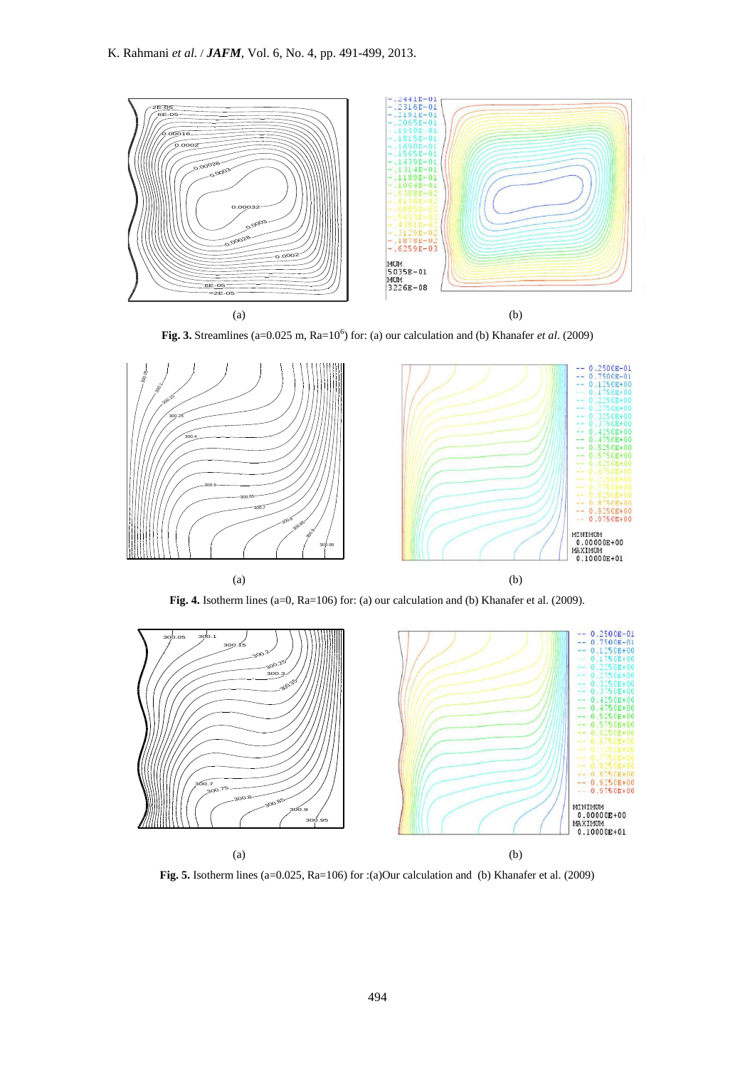(a) (b)

**Fig. 3.** Streamlines (a=0.025 m, Ra=$10^6$) for: (a) our calculation and (b) Khanafer *et al*. (2009)

(a) (b)

**Fig. 4.** Isotherm lines (a=0, Ra=106) for: (a) our calculation and (b) Khanafer et al. (2009).

(a) (b)

**Fig. 5.** Isotherm lines (a=0.025, Ra=106) for :(a)Our calculation and (b) Khanafer et al. (2009)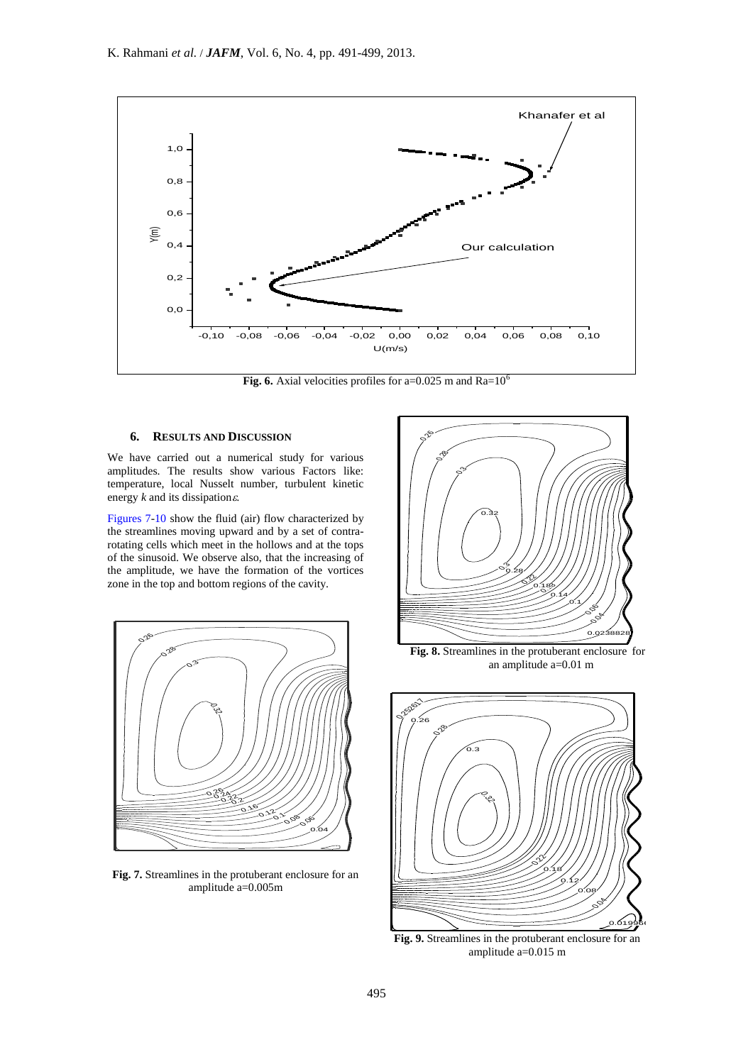**Fig. 6.** Axial velocities profiles for a=0.025 m and Ra=$10^6$

## 6. RESULTS AND DISCUSSION

We have carried out a numerical study for various amplitudes. The results show various Factors like: temperature, local Nusselt number, turbulent kinetic energy $k$ and its dissipation $\varepsilon$.

Figures 7-10 show the fluid (air) flow characterized by the streamlines moving upward and by a set of contra-rotating cells which meet in the hollows and at the tops of the sinusoid. We observe also, that the increasing of the amplitude, we have the formation of the vortices zone in the top and bottom regions of the cavity.

**Fig. 7.** Streamlines in the protuberant enclosure for an amplitude a=0.005m

**Fig. 8.** Streamlines in the protuberant enclosure for an amplitude a=0.01 m

**Fig. 9.** Streamlines in the protuberant enclosure for an amplitude a=0.015 m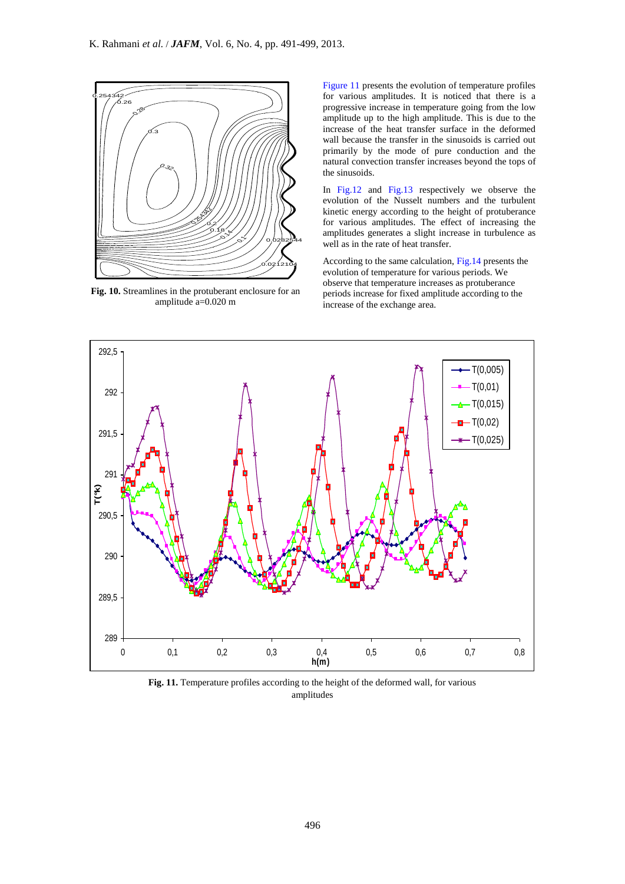Fig. 10. Streamlines in the protuberant enclosure for an amplitude a=0.020 m

Figure 11 presents the evolution of temperature profiles for various amplitudes. It is noticed that there is a progressive increase in temperature going from the low amplitude up to the high amplitude. This is due to the increase of the heat transfer surface in the deformed wall because the transfer in the sinusoids is carried out primarily by the mode of pure conduction and the natural convection transfer increases beyond the tops of the sinusoids.

In Fig.12 and Fig.13 respectively we observe the evolution of the Nusselt numbers and the turbulent kinetic energy according to the height of protuberance for various amplitudes. The effect of increasing the amplitudes generates a slight increase in turbulence as well as in the rate of heat transfer.

According to the same calculation, Fig.14 presents the evolution of temperature for various periods. We observe that temperature increases as protuberance periods increase for fixed amplitude according to the increase of the exchange area.

Fig. 11. Temperature profiles according to the height of the deformed wall, for various amplitudes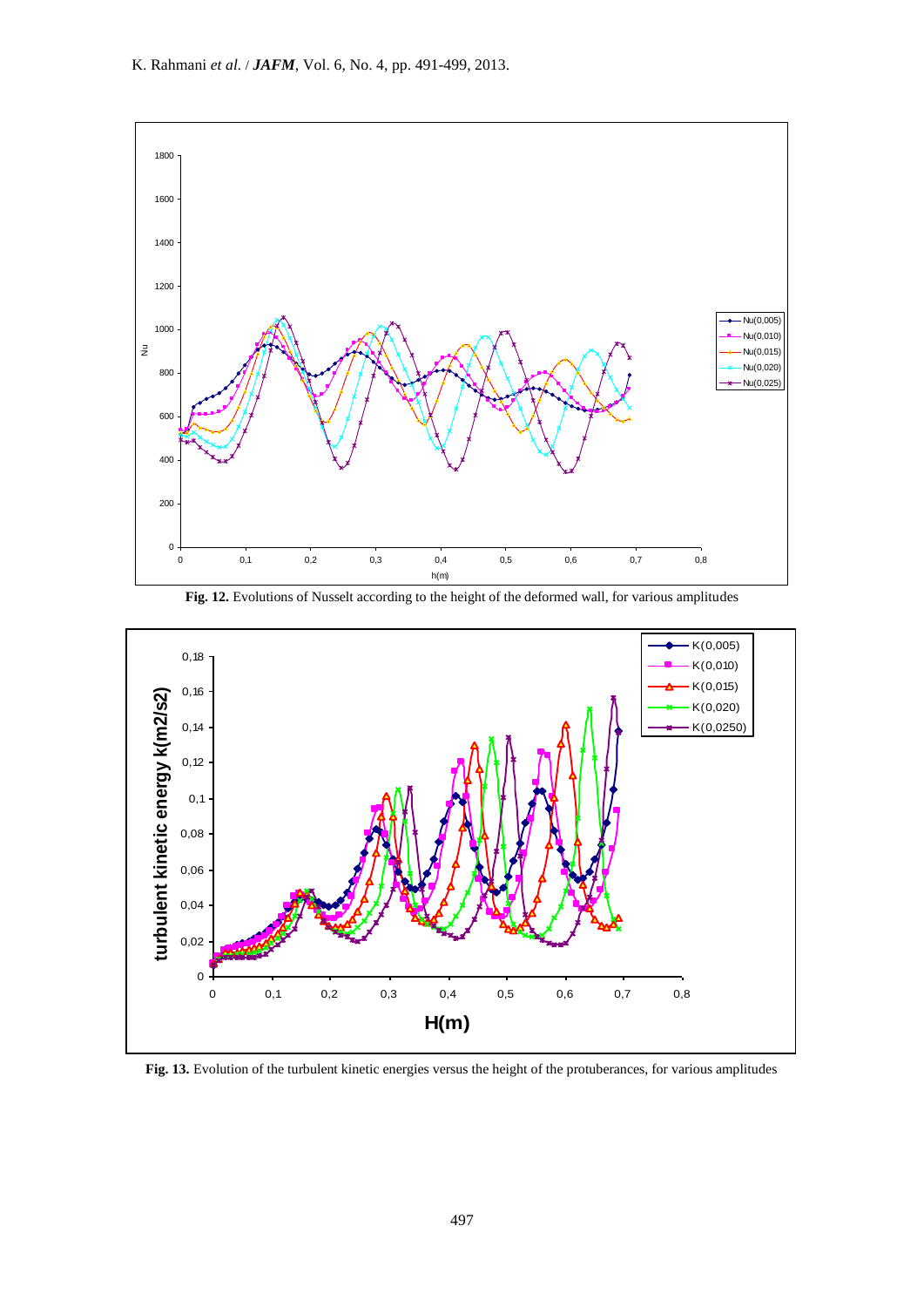**Fig. 12.** Evolutions of Nusselt according to the height of the deformed wall, for various amplitudes

**Fig. 13.** Evolution of the turbulent kinetic energies versus the height of the protuberances, for various amplitudes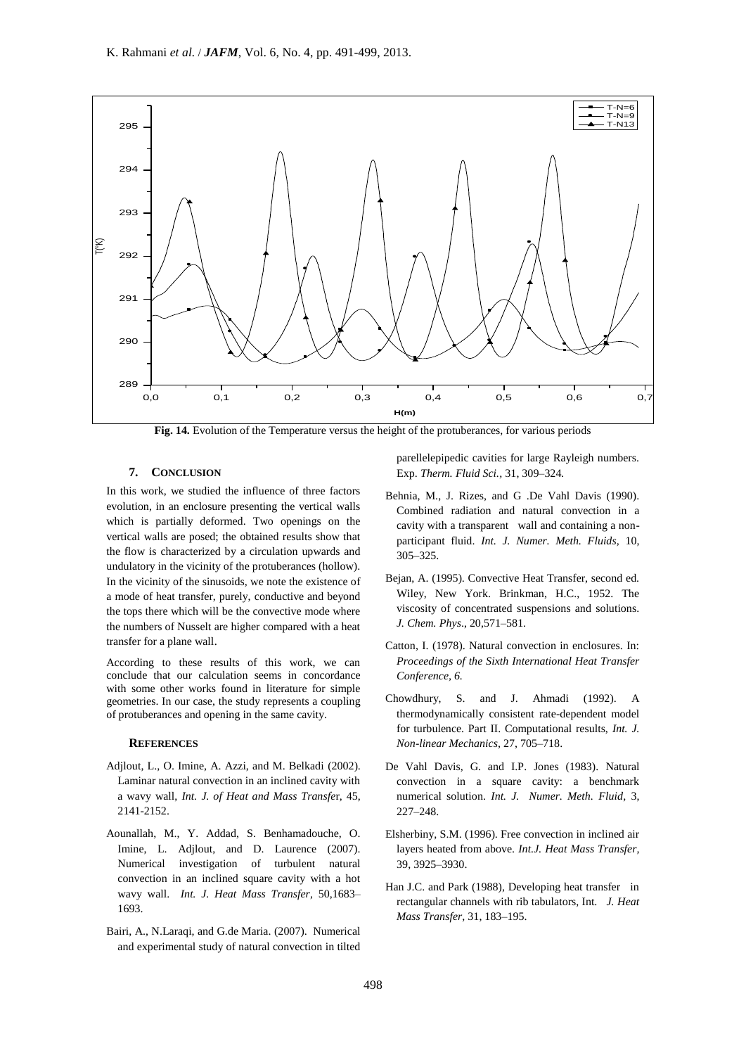**Fig. 14.** Evolution of the Temperature versus the height of the protuberances, for various periods

## 7. CONCLUSION

In this work, we studied the influence of three factors evolution, in an enclosure presenting the vertical walls which is partially deformed. Two openings on the vertical walls are posed; the obtained results show that the flow is characterized by a circulation upwards and undulatory in the vicinity of the protuberances (hollow). In the vicinity of the sinusoids, we note the existence of a mode of heat transfer, purely, conductive and beyond the tops there which will be the convective mode where the numbers of Nusselt are higher compared with a heat transfer for a plane wall.

According to these results of this work, we can conclude that our calculation seems in concordance with some other works found in literature for simple geometries. In our case, the study represents a coupling of protuberances and opening in the same cavity.

### REFERENCES

Adjlout, L., O. Imine, A. Azzi, and M. Belkadi (2002). Laminar natural convection in an inclined cavity with a wavy wall, *Int. J. of Heat and Mass Transfer*, 45, 2141-2152.

Aounallah, M., Y. Addad, S. Benhamadouche, O. Imine, L. Adjlout, and D. Laurence (2007). Numerical investigation of turbulent natural convection in an inclined square cavity with a hot wavy wall. *Int. J. Heat Mass Transfer*, 50,1683–1693.

Bairi, A., N.Laraqi, and G.de Maria. (2007). Numerical and experimental study of natural convection in tilted parellelepipedic cavities for large Rayleigh numbers. Exp. *Therm. Fluid Sci.*, 31, 309–324.

Behnia, M., J. Rizes, and G .De Vahl Davis (1990). Combined radiation and natural convection in a cavity with a transparent wall and containing a non-participant fluid. *Int. J. Numer. Meth. Fluids*, 10, 305–325.

Bejan, A. (1995). Convective Heat Transfer, second ed. Wiley, New York. Brinkman, H.C., 1952. The viscosity of concentrated suspensions and solutions. *J. Chem. Phys*., 20,571–581.

Catton, I. (1978). Natural convection in enclosures. In: *Proceedings of the Sixth International Heat Transfer Conference, 6.*

Chowdhury, S. and J. Ahmadi (1992). A thermodynamically consistent rate-dependent model for turbulence. Part II. Computational results, *Int. J. Non-linear Mechanics*, 27, 705–718.

De Vahl Davis, G. and I.P. Jones (1983). Natural convection in a square cavity: a benchmark numerical solution. *Int. J. Numer. Meth. Fluid*, 3, 227–248.

Elsherbiny, S.M. (1996). Free convection in inclined air layers heated from above. *Int.J. Heat Mass Transfer*, 39, 3925–3930.

Han J.C. and Park (1988), Developing heat transfer in rectangular channels with rib tabulators, Int. *J. Heat Mass Transfer*, 31, 183–195.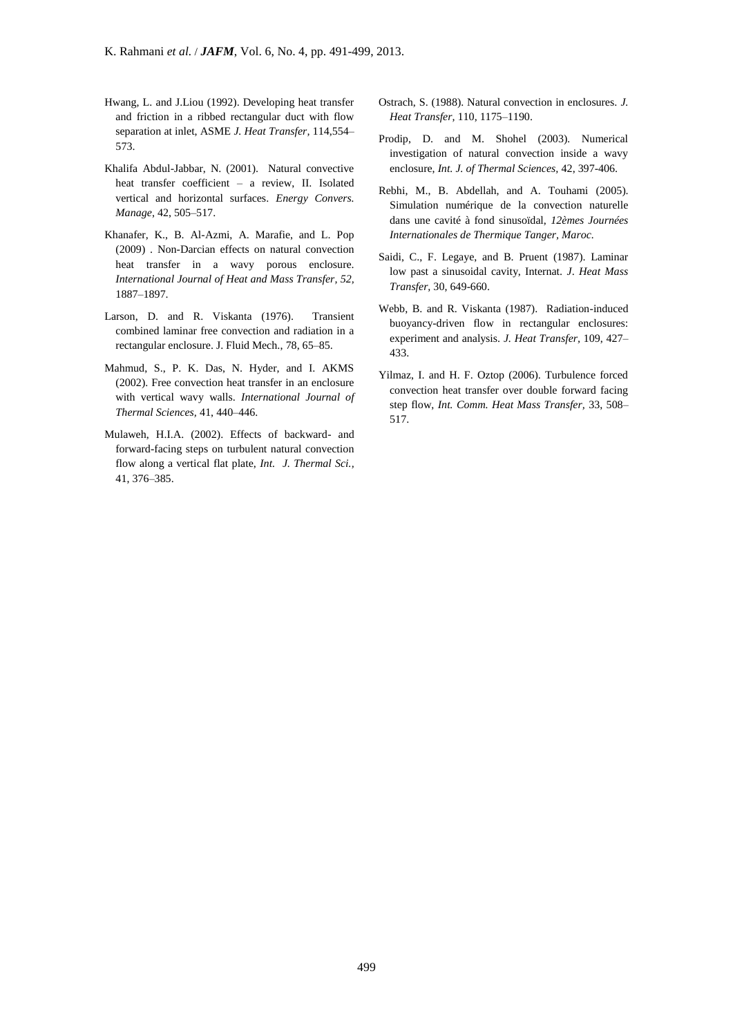Hwang, L. and J.Liou (1992). Developing heat transfer and friction in a ribbed rectangular duct with flow separation at inlet, ASME *J. Heat Transfer*, 114,554–573.

Khalifa Abdul-Jabbar, N. (2001). Natural convective heat transfer coefficient – a review, II. Isolated vertical and horizontal surfaces. *Energy Convers. Manage*, 42, 505–517.

Khanafer, K., B. Al-Azmi, A. Marafie, and L. Pop (2009) . Non-Darcian effects on natural convection heat transfer in a wavy porous enclosure. *International Journal of Heat and Mass Transfer, 52,* 1887–1897.

Larson, D. and R. Viskanta (1976). Transient combined laminar free convection and radiation in a rectangular enclosure. J. Fluid Mech., 78, 65–85.

Mahmud, S., P. K. Das, N. Hyder, and I. AKMS (2002). Free convection heat transfer in an enclosure with vertical wavy walls. *International Journal of Thermal Sciences*, 41, 440–446.

Mulaweh, H.I.A. (2002). Effects of backward- and forward-facing steps on turbulent natural convection flow along a vertical flat plate, *Int. J. Thermal Sci.,* 41, 376–385.

Ostrach, S. (1988). Natural convection in enclosures. *J. Heat Transfer,* 110, 1175–1190.

Prodip, D. and M. Shohel (2003). Numerical investigation of natural convection inside a wavy enclosure, *Int. J. of Thermal Sciences,* 42, 397-406.

Rebhi, M., B. Abdellah, and A. Touhami (2005). Simulation numérique de la convection naturelle dans une cavité à fond sinusoïdal, *12èmes Journées Internationales de Thermique Tanger, Maroc.*

Saidi, C., F. Legaye, and B. Pruent (1987). Laminar low past a sinusoidal cavity, Internat. *J. Heat Mass Transfer*, 30, 649-660.

Webb, B. and R. Viskanta (1987). Radiation-induced buoyancy-driven flow in rectangular enclosures: experiment and analysis. *J. Heat Transfer*, 109, 427–433.

Yilmaz, I. and H. F. Oztop (2006). Turbulence forced convection heat transfer over double forward facing step flow, *Int. Comm. Heat Mass Transfer,* 33, 508–517.